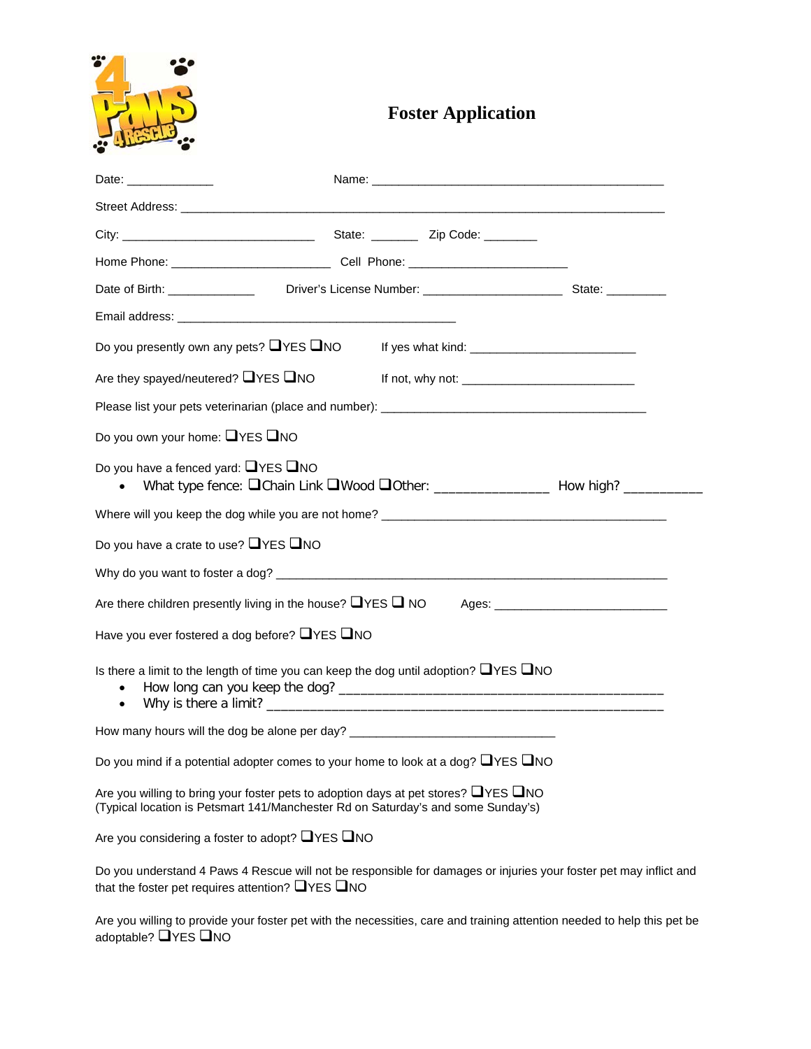# Foster Application

Date: _____________ Name: ____________________________________________

Street Address: ________________________________________________________________________

City: _____________________________ State: _______ Zip Code: ________

Home Phone: ________________________ Cell Phone: ________________________

Date of Birth: _____________ Driver's License Number: _____________________ State: _________

Email address: __________________________________________

Do you presently own any pets? ❑YES ❑NO If yes what kind: _________________________

Are they spayed/neutered? ❑YES ❑NO If not, why not: __________________________

Please list your pets veterinarian (place and number): ________________________________________

Do you own your home: ❑YES ❑NO

Do you have a fenced yard: ❑YES ❑NO

- What type fence: ❑Chain Link ❑Wood ❑Other: _______________ How high? ___________

Where will you keep the dog while you are not home? ____________________________________________

Do you have a crate to use? ❑YES ❑NO

Why do you want to foster a dog? ____________________________________________________________

Are there children presently living in the house? ❑YES ❑ NO Ages: __________________________

Have you ever fostered a dog before? ❑YES ❑NO

Is there a limit to the length of time you can keep the dog until adoption? ❑YES ❑NO

- How long can you keep the dog? _______________________________________________
- Why is there a limit? _______________________________________________________

How many hours will the dog be alone per day? ______________________________

Do you mind if a potential adopter comes to your home to look at a dog? ❑YES ❑NO

Are you willing to bring your foster pets to adoption days at pet stores? ❑YES ❑NO
(Typical location is Petsmart 141/Manchester Rd on Saturday's and some Sunday's)

Are you considering a foster to adopt? ❑YES ❑NO

Do you understand 4 Paws 4 Rescue will not be responsible for damages or injuries your foster pet may inflict and that the foster pet requires attention? ❑YES ❑NO

Are you willing to provide your foster pet with the necessities, care and training attention needed to help this pet be adoptable? ❑YES ❑NO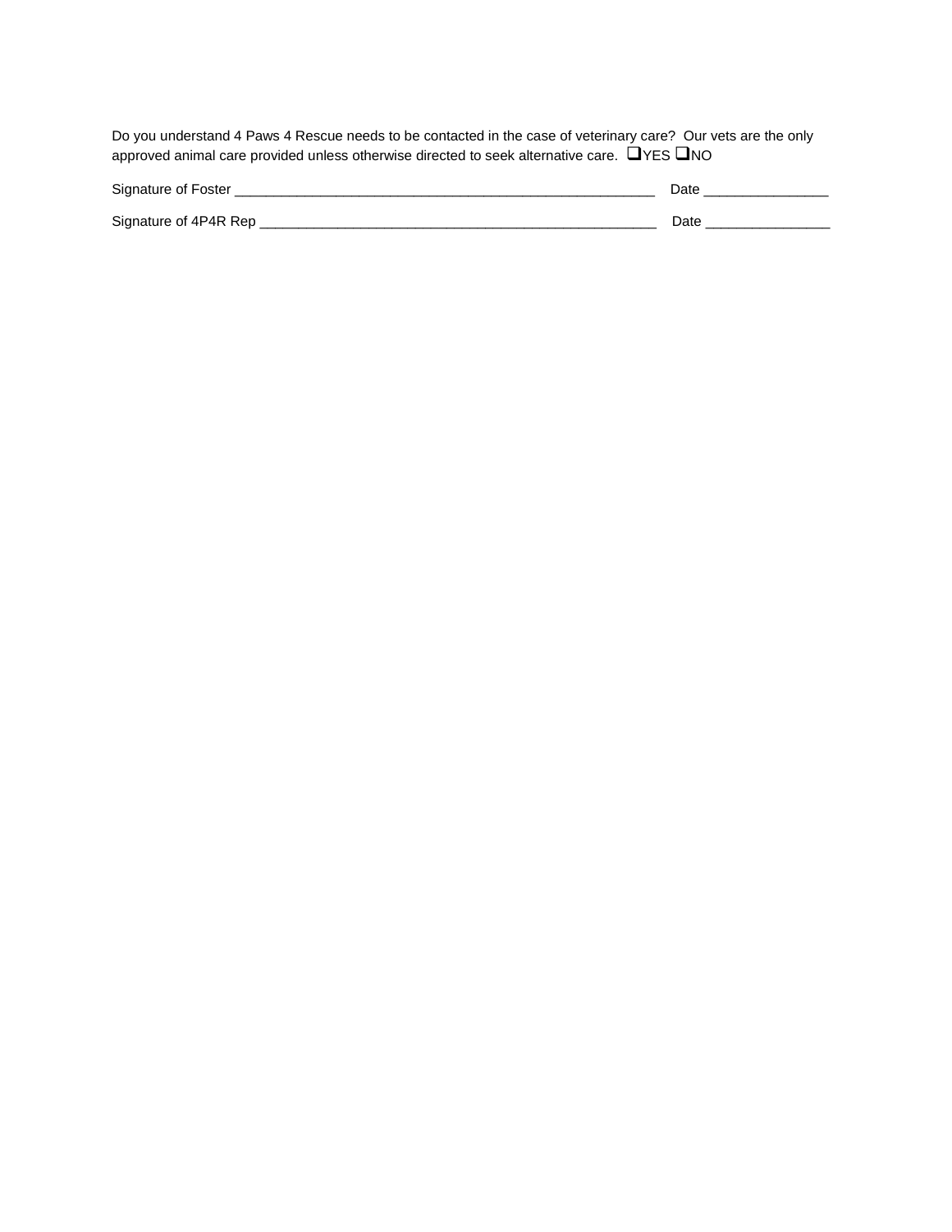Do you understand 4 Paws 4 Rescue needs to be contacted in the case of veterinary care? Our vets are the only approved animal care provided unless otherwise directed to seek alternative care. ❑YES ❑NO

Signature of Foster ________________________________________________________ Date ________________

Signature of 4P4R Rep ______________________________________________________ Date ________________